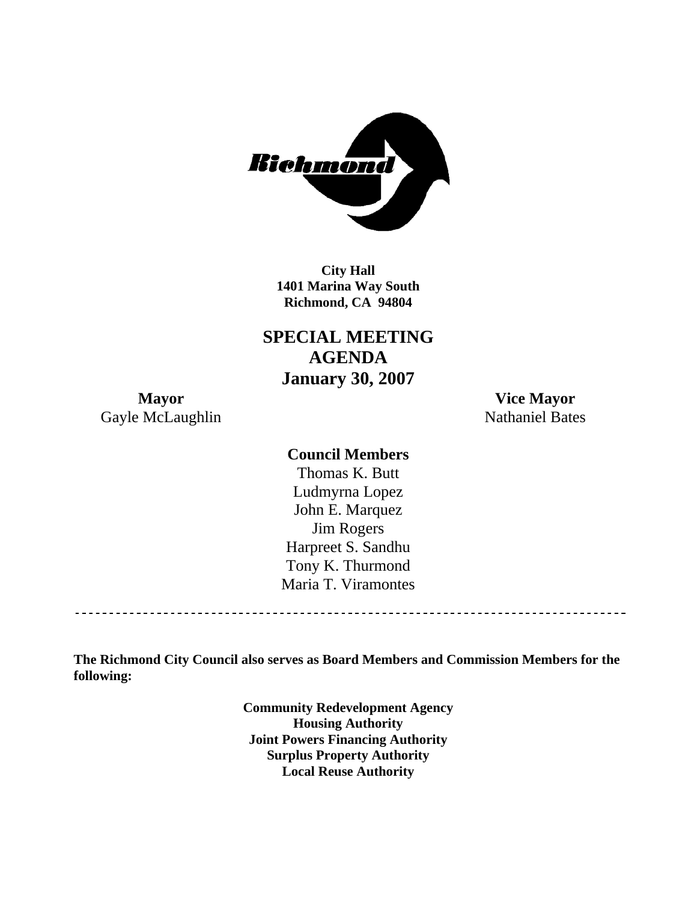**City Hall**
**1401 Marina Way South**
**Richmond, CA 94804**

# SPECIAL MEETING AGENDA
## January 30, 2007

**Mayor**
Gayle McLaughlin

**Vice Mayor**
Nathaniel Bates

**Council Members**

Thomas K. Butt
Ludmyrna Lopez
John E. Marquez
Jim Rogers
Harpreet S. Sandhu
Tony K. Thurmond
Maria T. Viramontes

---

**The Richmond City Council also serves as Board Members and Commission Members for the following:**

**Community Redevelopment Agency**
**Housing Authority**
**Joint Powers Financing Authority**
**Surplus Property Authority**
**Local Reuse Authority**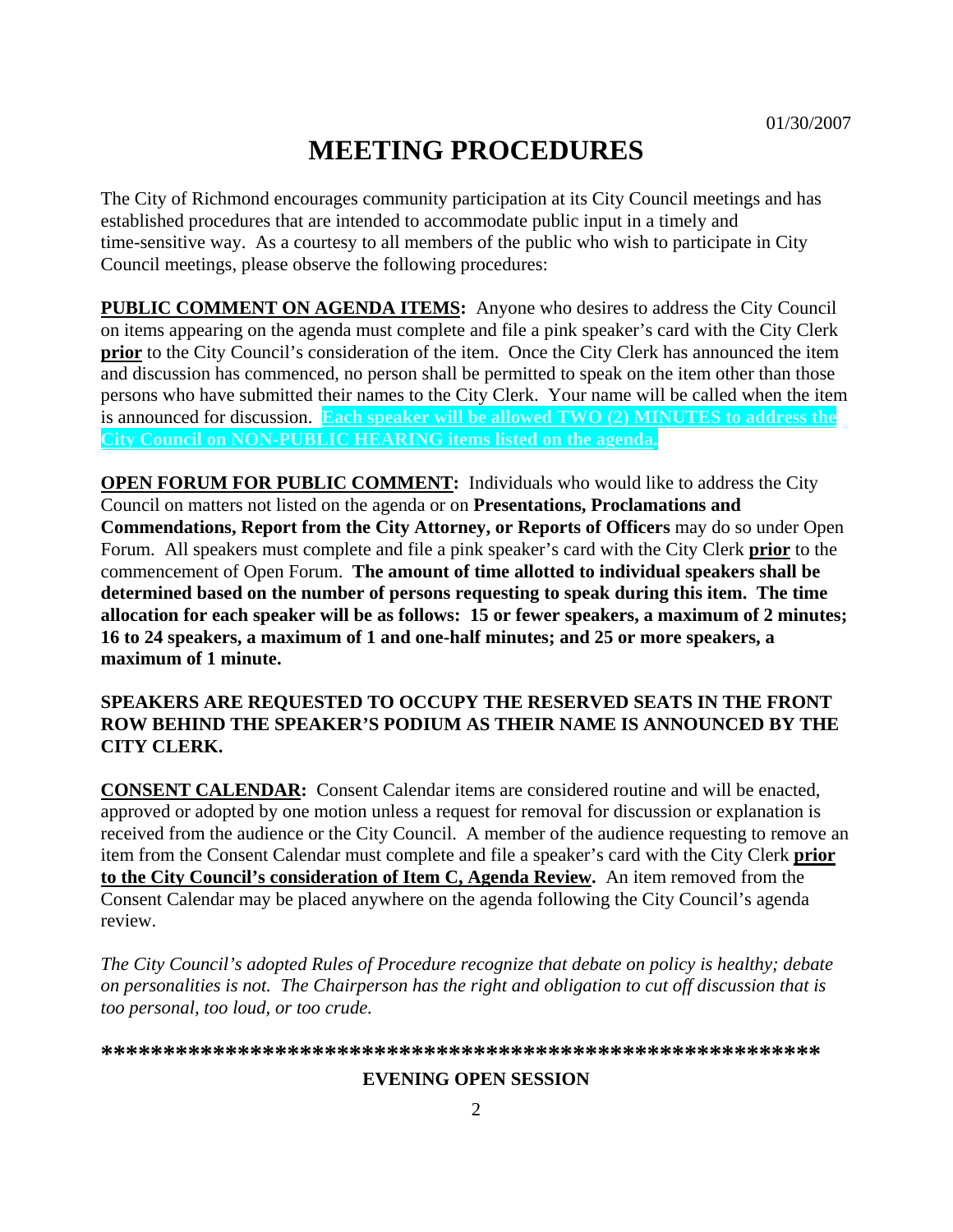01/30/2007

# MEETING PROCEDURES

The City of Richmond encourages community participation at its City Council meetings and has established procedures that are intended to accommodate public input in a timely and time-sensitive way. As a courtesy to all members of the public who wish to participate in City Council meetings, please observe the following procedures:

**PUBLIC COMMENT ON AGENDA ITEMS:** Anyone who desires to address the City Council on items appearing on the agenda must complete and file a pink speaker's card with the City Clerk **prior** to the City Council's consideration of the item. Once the City Clerk has announced the item and discussion has commenced, no person shall be permitted to speak on the item other than those persons who have submitted their names to the City Clerk. Your name will be called when the item is announced for discussion. **Each speaker will be allowed TWO (2) MINUTES to address the City Council on NON-PUBLIC HEARING items listed on the agenda.**

**OPEN FORUM FOR PUBLIC COMMENT:** Individuals who would like to address the City Council on matters not listed on the agenda or on **Presentations, Proclamations and Commendations, Report from the City Attorney, or Reports of Officers** may do so under Open Forum. All speakers must complete and file a pink speaker's card with the City Clerk **prior** to the commencement of Open Forum. **The amount of time allotted to individual speakers shall be determined based on the number of persons requesting to speak during this item. The time allocation for each speaker will be as follows: 15 or fewer speakers, a maximum of 2 minutes; 16 to 24 speakers, a maximum of 1 and one-half minutes; and 25 or more speakers, a maximum of 1 minute.**

**SPEAKERS ARE REQUESTED TO OCCUPY THE RESERVED SEATS IN THE FRONT ROW BEHIND THE SPEAKER'S PODIUM AS THEIR NAME IS ANNOUNCED BY THE CITY CLERK.**

**CONSENT CALENDAR:** Consent Calendar items are considered routine and will be enacted, approved or adopted by one motion unless a request for removal for discussion or explanation is received from the audience or the City Council. A member of the audience requesting to remove an item from the Consent Calendar must complete and file a speaker's card with the City Clerk **prior to the City Council's consideration of Item C, Agenda Review.** An item removed from the Consent Calendar may be placed anywhere on the agenda following the City Council's agenda review.

*The City Council's adopted Rules of Procedure recognize that debate on policy is healthy; debate on personalities is not. The Chairperson has the right and obligation to cut off discussion that is too personal, too loud, or too crude.*

**\*\*\*\*\*\*\*\*\*\*\*\*\*\*\*\*\*\*\*\*\*\*\*\*\*\*\*\*\*\*\*\*\*\*\*\*\*\*\*\*\*\*\*\*\*\*\*\*\*\*\*\*\*\*\*\*\*\*\*\*\***

**EVENING OPEN SESSION**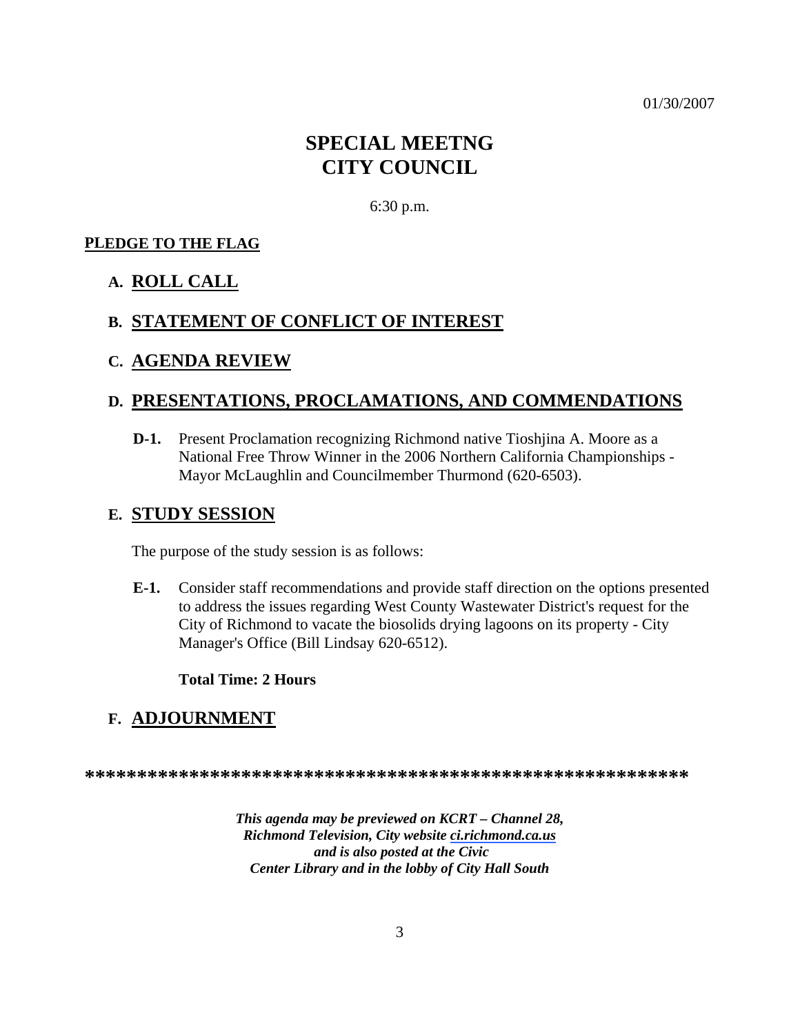01/30/2007

# SPECIAL MEETNG
# CITY COUNCIL

6:30 p.m.

**PLEDGE TO THE FLAG**

## A. ROLL CALL

## B. STATEMENT OF CONFLICT OF INTEREST

## C. AGENDA REVIEW

## D. PRESENTATIONS, PROCLAMATIONS, AND COMMENDATIONS

**D-1.** Present Proclamation recognizing Richmond native Tioshjina A. Moore as a National Free Throw Winner in the 2006 Northern California Championships - Mayor McLaughlin and Councilmember Thurmond (620-6503).

## E. STUDY SESSION

The purpose of the study session is as follows:

**E-1.** Consider staff recommendations and provide staff direction on the options presented to address the issues regarding West County Wastewater District's request for the City of Richmond to vacate the biosolids drying lagoons on its property - City Manager's Office (Bill Lindsay 620-6512).

**Total Time: 2 Hours**

## F. ADJOURNMENT

**\*\*\*\*\*\*\*\*\*\*\*\*\*\*\*\*\*\*\*\*\*\*\*\*\*\*\*\*\*\*\*\*\*\*\*\*\*\*\*\*\*\*\*\*\*\*\*\*\*\*\*\*\*\*\*\*\*\*\*\***

***This agenda may be previewed on KCRT – Channel 28, Richmond Television, City website ci.richmond.ca.us and is also posted at the Civic Center Library and in the lobby of City Hall South***